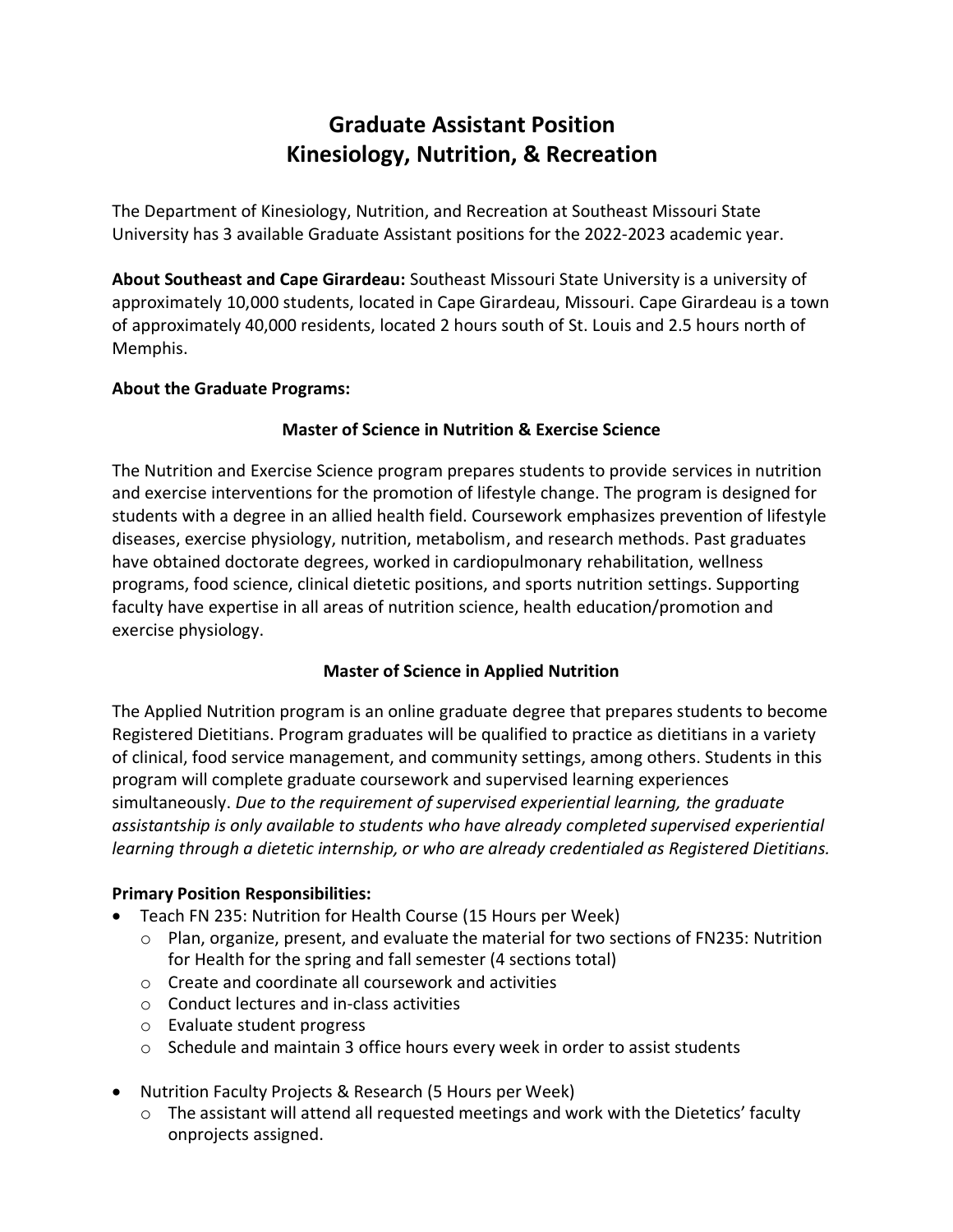# Graduate Assistant Position
# Kinesiology, Nutrition, & Recreation

The Department of Kinesiology, Nutrition, and Recreation at Southeast Missouri State University has 3 available Graduate Assistant positions for the 2022-2023 academic year.

**About Southeast and Cape Girardeau:** Southeast Missouri State University is a university of approximately 10,000 students, located in Cape Girardeau, Missouri. Cape Girardeau is a town of approximately 40,000 residents, located 2 hours south of St. Louis and 2.5 hours north of Memphis.

**About the Graduate Programs:**

### Master of Science in Nutrition & Exercise Science

The Nutrition and Exercise Science program prepares students to provide services in nutrition and exercise interventions for the promotion of lifestyle change. The program is designed for students with a degree in an allied health field. Coursework emphasizes prevention of lifestyle diseases, exercise physiology, nutrition, metabolism, and research methods. Past graduates have obtained doctorate degrees, worked in cardiopulmonary rehabilitation, wellness programs, food science, clinical dietetic positions, and sports nutrition settings. Supporting faculty have expertise in all areas of nutrition science, health education/promotion and exercise physiology.

### Master of Science in Applied Nutrition

The Applied Nutrition program is an online graduate degree that prepares students to become Registered Dietitians. Program graduates will be qualified to practice as dietitians in a variety of clinical, food service management, and community settings, among others. Students in this program will complete graduate coursework and supervised learning experiences simultaneously. *Due to the requirement of supervised experiential learning, the graduate assistantship is only available to students who have already completed supervised experiential learning through a dietetic internship, or who are already credentialed as Registered Dietitians.*

**Primary Position Responsibilities:**

- Teach FN 235: Nutrition for Health Course (15 Hours per Week)
  - Plan, organize, present, and evaluate the material for two sections of FN235: Nutrition for Health for the spring and fall semester (4 sections total)
  - Create and coordinate all coursework and activities
  - Conduct lectures and in-class activities
  - Evaluate student progress
  - Schedule and maintain 3 office hours every week in order to assist students

- Nutrition Faculty Projects & Research (5 Hours per Week)
  - The assistant will attend all requested meetings and work with the Dietetics' faculty onprojects assigned.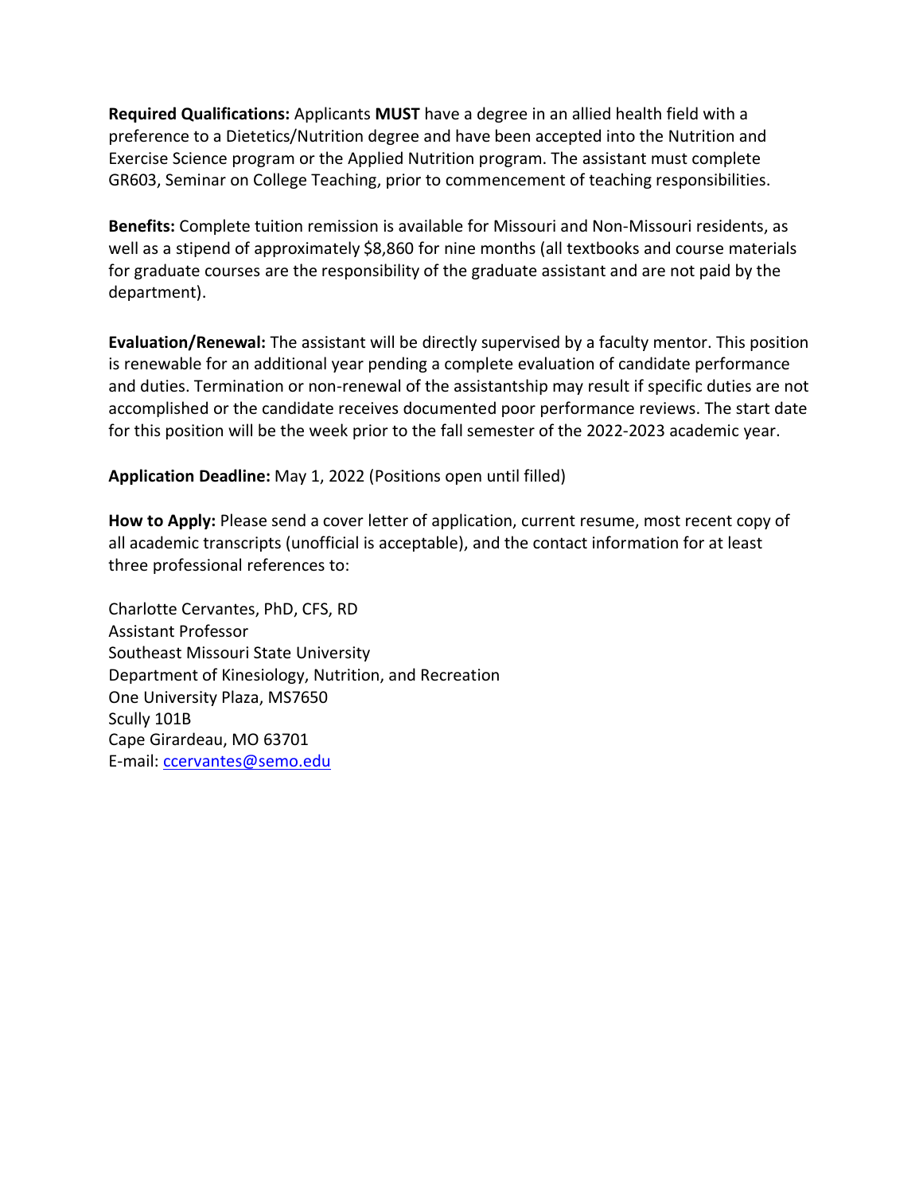**Required Qualifications:** Applicants **MUST** have a degree in an allied health field with a preference to a Dietetics/Nutrition degree and have been accepted into the Nutrition and Exercise Science program or the Applied Nutrition program. The assistant must complete GR603, Seminar on College Teaching, prior to commencement of teaching responsibilities.

**Benefits:** Complete tuition remission is available for Missouri and Non-Missouri residents, as well as a stipend of approximately $8,860 for nine months (all textbooks and course materials for graduate courses are the responsibility of the graduate assistant and are not paid by the department).

**Evaluation/Renewal:** The assistant will be directly supervised by a faculty mentor. This position is renewable for an additional year pending a complete evaluation of candidate performance and duties. Termination or non-renewal of the assistantship may result if specific duties are not accomplished or the candidate receives documented poor performance reviews. The start date for this position will be the week prior to the fall semester of the 2022-2023 academic year.

**Application Deadline:** May 1, 2022 (Positions open until filled)

**How to Apply:** Please send a cover letter of application, current resume, most recent copy of all academic transcripts (unofficial is acceptable), and the contact information for at least three professional references to:

Charlotte Cervantes, PhD, CFS, RD
Assistant Professor
Southeast Missouri State University
Department of Kinesiology, Nutrition, and Recreation
One University Plaza, MS7650
Scully 101B
Cape Girardeau, MO 63701
E-mail: ccervantes@semo.edu